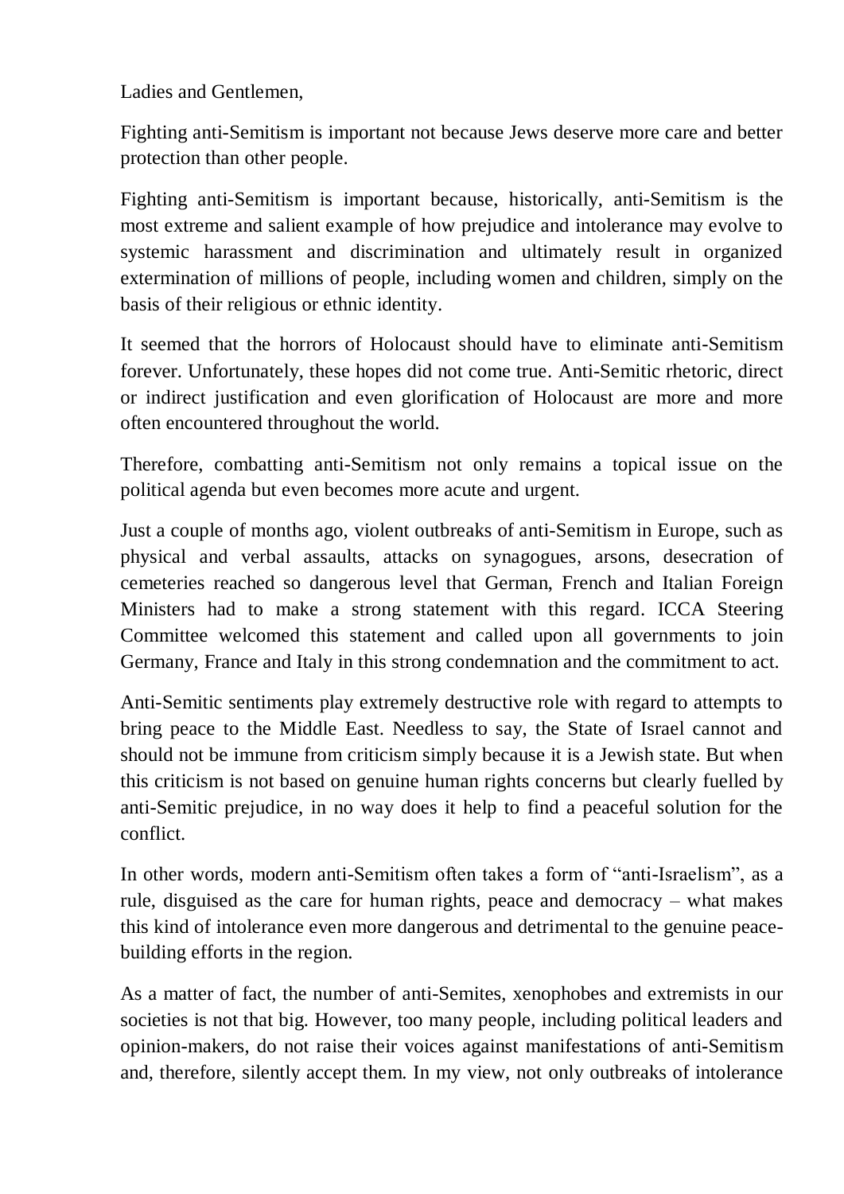Ladies and Gentlemen,

Fighting anti-Semitism is important not because Jews deserve more care and better protection than other people.

Fighting anti-Semitism is important because, historically, anti-Semitism is the most extreme and salient example of how prejudice and intolerance may evolve to systemic harassment and discrimination and ultimately result in organized extermination of millions of people, including women and children, simply on the basis of their religious or ethnic identity.

It seemed that the horrors of Holocaust should have to eliminate anti-Semitism forever. Unfortunately, these hopes did not come true. Anti-Semitic rhetoric, direct or indirect justification and even glorification of Holocaust are more and more often encountered throughout the world.

Therefore, combatting anti-Semitism not only remains a topical issue on the political agenda but even becomes more acute and urgent.

Just a couple of months ago, violent outbreaks of anti-Semitism in Europe, such as physical and verbal assaults, attacks on synagogues, arsons, desecration of cemeteries reached so dangerous level that German, French and Italian Foreign Ministers had to make a strong statement with this regard. ICCA Steering Committee welcomed this statement and called upon all governments to join Germany, France and Italy in this strong condemnation and the commitment to act.

Anti-Semitic sentiments play extremely destructive role with regard to attempts to bring peace to the Middle East. Needless to say, the State of Israel cannot and should not be immune from criticism simply because it is a Jewish state. But when this criticism is not based on genuine human rights concerns but clearly fuelled by anti-Semitic prejudice, in no way does it help to find a peaceful solution for the conflict.

In other words, modern anti-Semitism often takes a form of "anti-Israelism", as a rule, disguised as the care for human rights, peace and democracy – what makes this kind of intolerance even more dangerous and detrimental to the genuine peace-building efforts in the region.

As a matter of fact, the number of anti-Semites, xenophobes and extremists in our societies is not that big. However, too many people, including political leaders and opinion-makers, do not raise their voices against manifestations of anti-Semitism and, therefore, silently accept them. In my view, not only outbreaks of intolerance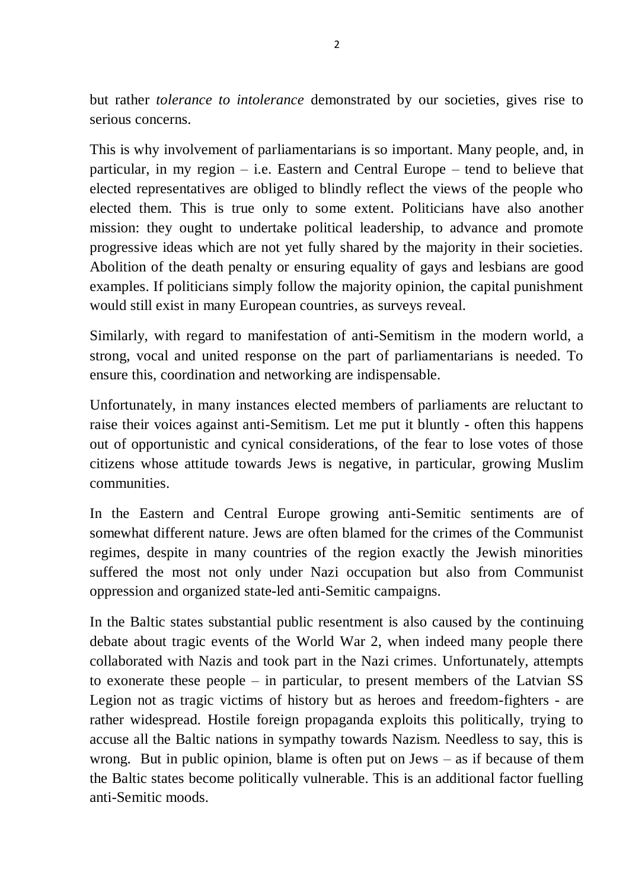but rather *tolerance to intolerance* demonstrated by our societies, gives rise to serious concerns.

This is why involvement of parliamentarians is so important. Many people, and, in particular, in my region – i.e. Eastern and Central Europe – tend to believe that elected representatives are obliged to blindly reflect the views of the people who elected them. This is true only to some extent. Politicians have also another mission: they ought to undertake political leadership, to advance and promote progressive ideas which are not yet fully shared by the majority in their societies. Abolition of the death penalty or ensuring equality of gays and lesbians are good examples. If politicians simply follow the majority opinion, the capital punishment would still exist in many European countries, as surveys reveal.

Similarly, with regard to manifestation of anti-Semitism in the modern world, a strong, vocal and united response on the part of parliamentarians is needed. To ensure this, coordination and networking are indispensable.

Unfortunately, in many instances elected members of parliaments are reluctant to raise their voices against anti-Semitism. Let me put it bluntly - often this happens out of opportunistic and cynical considerations, of the fear to lose votes of those citizens whose attitude towards Jews is negative, in particular, growing Muslim communities.

In the Eastern and Central Europe growing anti-Semitic sentiments are of somewhat different nature. Jews are often blamed for the crimes of the Communist regimes, despite in many countries of the region exactly the Jewish minorities suffered the most not only under Nazi occupation but also from Communist oppression and organized state-led anti-Semitic campaigns.

In the Baltic states substantial public resentment is also caused by the continuing debate about tragic events of the World War 2, when indeed many people there collaborated with Nazis and took part in the Nazi crimes. Unfortunately, attempts to exonerate these people – in particular, to present members of the Latvian SS Legion not as tragic victims of history but as heroes and freedom-fighters - are rather widespread. Hostile foreign propaganda exploits this politically, trying to accuse all the Baltic nations in sympathy towards Nazism. Needless to say, this is wrong. But in public opinion, blame is often put on Jews – as if because of them the Baltic states become politically vulnerable. This is an additional factor fuelling anti-Semitic moods.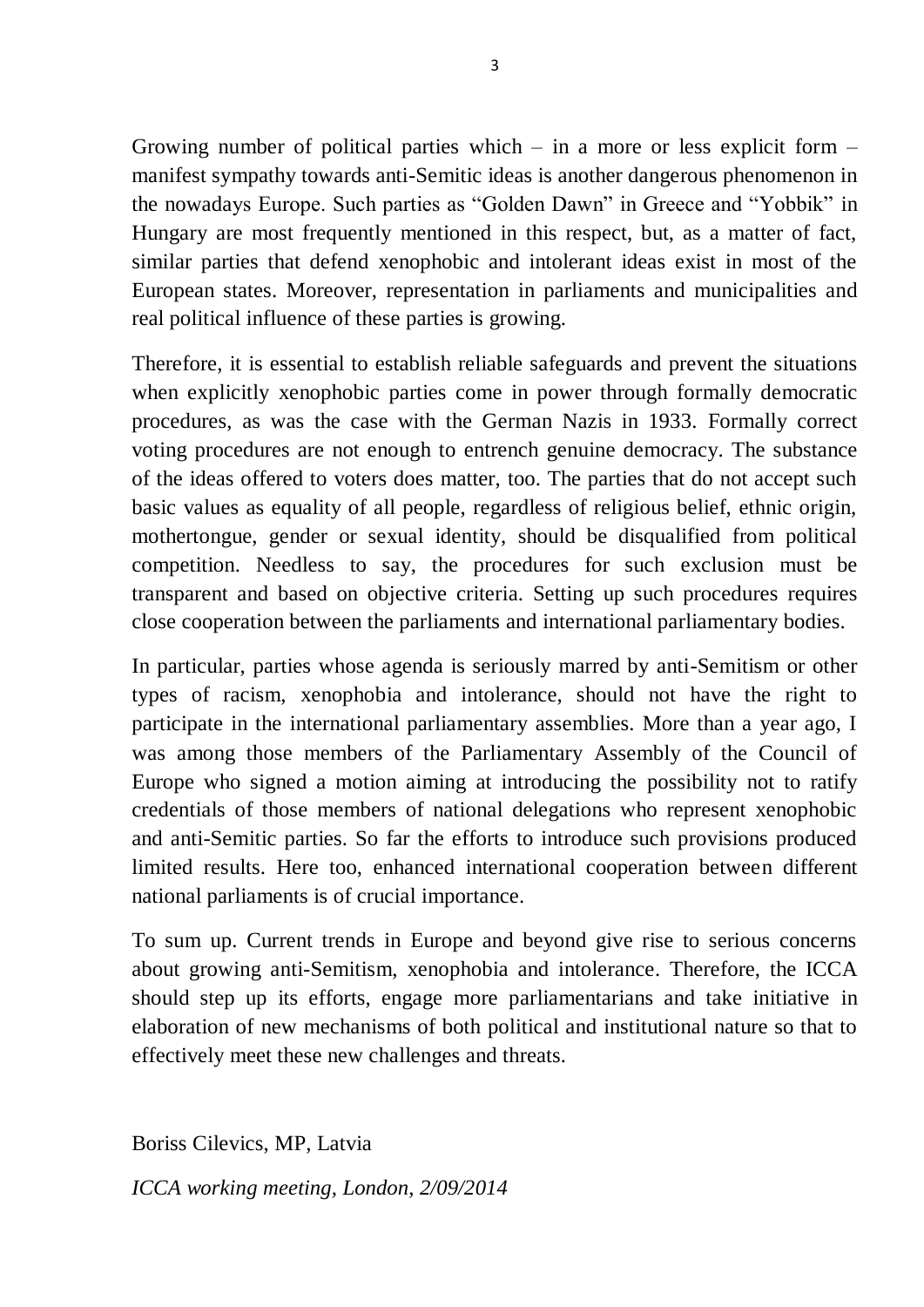Growing number of political parties which – in a more or less explicit form – manifest sympathy towards anti-Semitic ideas is another dangerous phenomenon in the nowadays Europe. Such parties as "Golden Dawn" in Greece and "Yobbik" in Hungary are most frequently mentioned in this respect, but, as a matter of fact, similar parties that defend xenophobic and intolerant ideas exist in most of the European states. Moreover, representation in parliaments and municipalities and real political influence of these parties is growing.

Therefore, it is essential to establish reliable safeguards and prevent the situations when explicitly xenophobic parties come in power through formally democratic procedures, as was the case with the German Nazis in 1933. Formally correct voting procedures are not enough to entrench genuine democracy. The substance of the ideas offered to voters does matter, too. The parties that do not accept such basic values as equality of all people, regardless of religious belief, ethnic origin, mothertongue, gender or sexual identity, should be disqualified from political competition. Needless to say, the procedures for such exclusion must be transparent and based on objective criteria. Setting up such procedures requires close cooperation between the parliaments and international parliamentary bodies.

In particular, parties whose agenda is seriously marred by anti-Semitism or other types of racism, xenophobia and intolerance, should not have the right to participate in the international parliamentary assemblies. More than a year ago, I was among those members of the Parliamentary Assembly of the Council of Europe who signed a motion aiming at introducing the possibility not to ratify credentials of those members of national delegations who represent xenophobic and anti-Semitic parties. So far the efforts to introduce such provisions produced limited results. Here too, enhanced international cooperation between different national parliaments is of crucial importance.

To sum up. Current trends in Europe and beyond give rise to serious concerns about growing anti-Semitism, xenophobia and intolerance. Therefore, the ICCA should step up its efforts, engage more parliamentarians and take initiative in elaboration of new mechanisms of both political and institutional nature so that to effectively meet these new challenges and threats.

Boriss Cilevics, MP, Latvia

*ICCA working meeting, London, 2/09/2014*